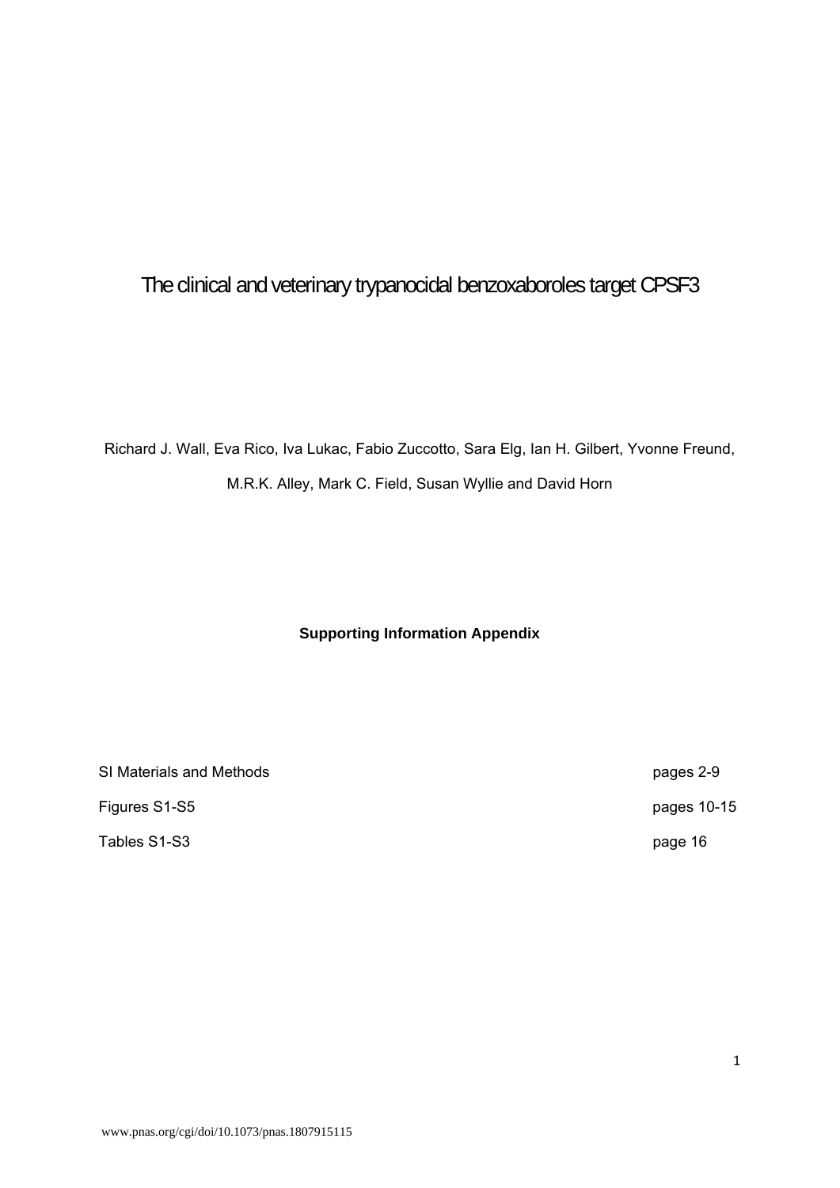# The clinical and veterinary trypanocidal benzoxaboroles target CPSF3

Richard J. Wall, Eva Rico, Iva Lukac, Fabio Zuccotto, Sara Elg, Ian H. Gilbert, Yvonne Freund, M.R.K. Alley, Mark C. Field, Susan Wyllie and David Horn

**Supporting Information Appendix**

| | |
|---|---|
| SI Materials and Methods | pages 2-9 |
| Figures S1-S5 | pages 10-15 |
| Tables S1-S3 | page 16 |

www.pnas.org/cgi/doi/10.1073/pnas.1807915115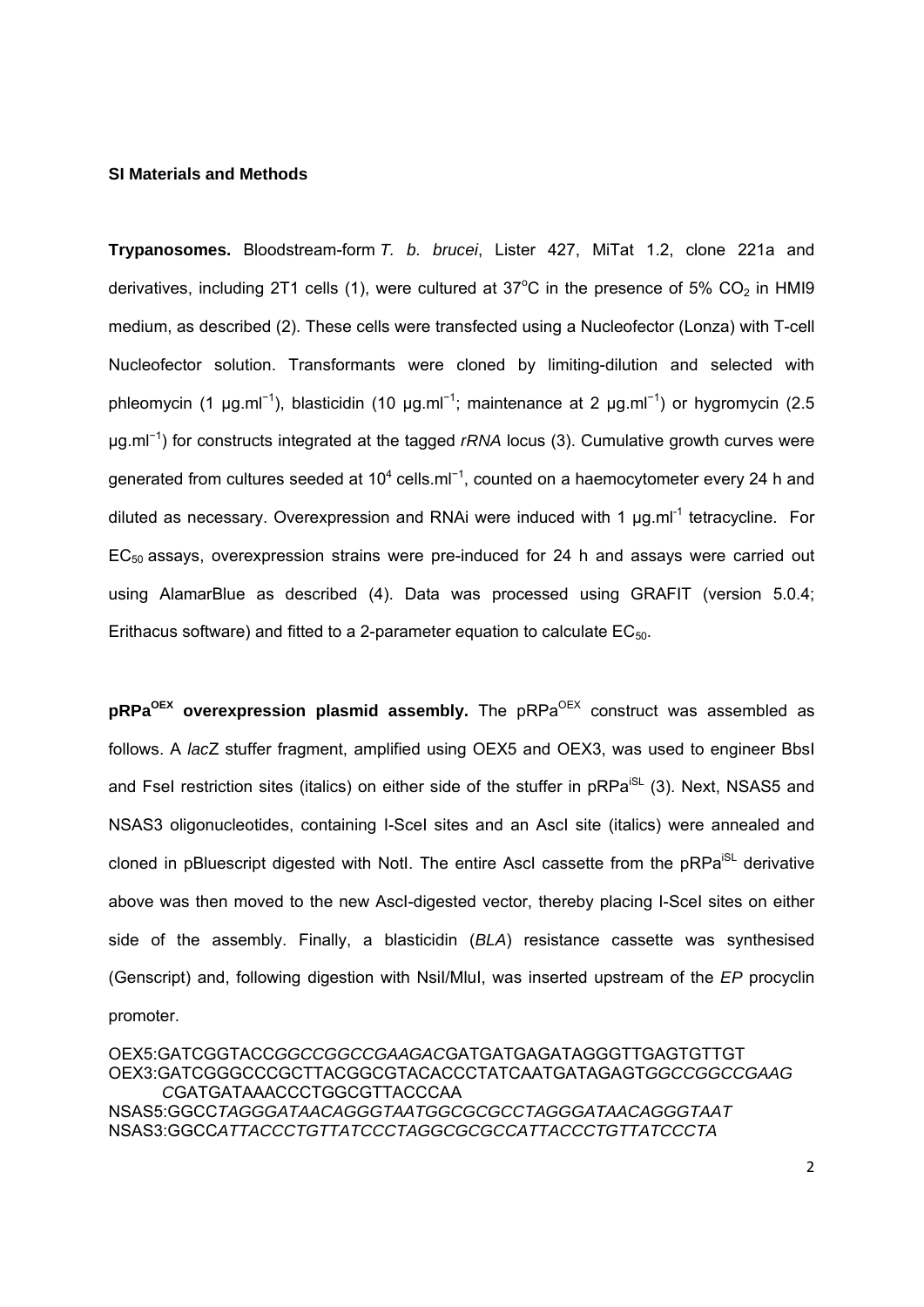## SI Materials and Methods

**Trypanosomes.** Bloodstream-form *T. b. brucei*, Lister 427, MiTat 1.2, clone 221a and derivatives, including 2T1 cells (1), were cultured at 37°C in the presence of 5% $CO_2$ in HMI9 medium, as described (2). These cells were transfected using a Nucleofector (Lonza) with T-cell Nucleofector solution. Transformants were cloned by limiting-dilution and selected with phleomycin (1 µg.ml$^{-1}$), blasticidin (10 µg.ml$^{-1}$; maintenance at 2 µg.ml$^{-1}$) or hygromycin (2.5 µg.ml$^{-1}$) for constructs integrated at the tagged *rRNA* locus (3). Cumulative growth curves were generated from cultures seeded at $10^4$ cells.ml$^{-1}$, counted on a haemocytometer every 24 h and diluted as necessary. Overexpression and RNAi were induced with 1 µg.ml$^{-1}$ tetracycline. For $EC_{50}$ assays, overexpression strains were pre-induced for 24 h and assays were carried out using AlamarBlue as described (4). Data was processed using GRAFIT (version 5.0.4; Erithacus software) and fitted to a 2-parameter equation to calculate $EC_{50}$.

**pRPa$^{OEX}$ overexpression plasmid assembly.** The pRPa$^{OEX}$ construct was assembled as follows. A *lac*Z stuffer fragment, amplified using OEX5 and OEX3, was used to engineer BbsI and FseI restriction sites (italics) on either side of the stuffer in pRPa$^{iSL}$ (3). Next, NSAS5 and NSAS3 oligonucleotides, containing I-SceI sites and an AscI site (italics) were annealed and cloned in pBluescript digested with NotI. The entire AscI cassette from the pRPa$^{iSL}$ derivative above was then moved to the new AscI-digested vector, thereby placing I-SceI sites on either side of the assembly. Finally, a blasticidin (*BLA*) resistance cassette was synthesised (Genscript) and, following digestion with NsiI/MluI, was inserted upstream of the *EP* procyclin promoter.

OEX5:GATCGGTACC*GGCCGGCCGAAGAC*GATGATGAGATAGGGTTGAGTGTTGT
OEX3:GATCGGGCCCGCTTACGGCGTACACCCTATCAATGATAGAGT*GGCCGGCCGAAGC*GATGATAAACCCTGGCGTTACCCAA
NSAS5:GGCC*TAGGGATAACAGGGTAATGGCGCGCCTAGGGATAACAGGGTAAT*
NSAS3:GGCC*ATTACCCTGTTATCCCTAGGCGCGCCATTACCCTGTTATCCCTA*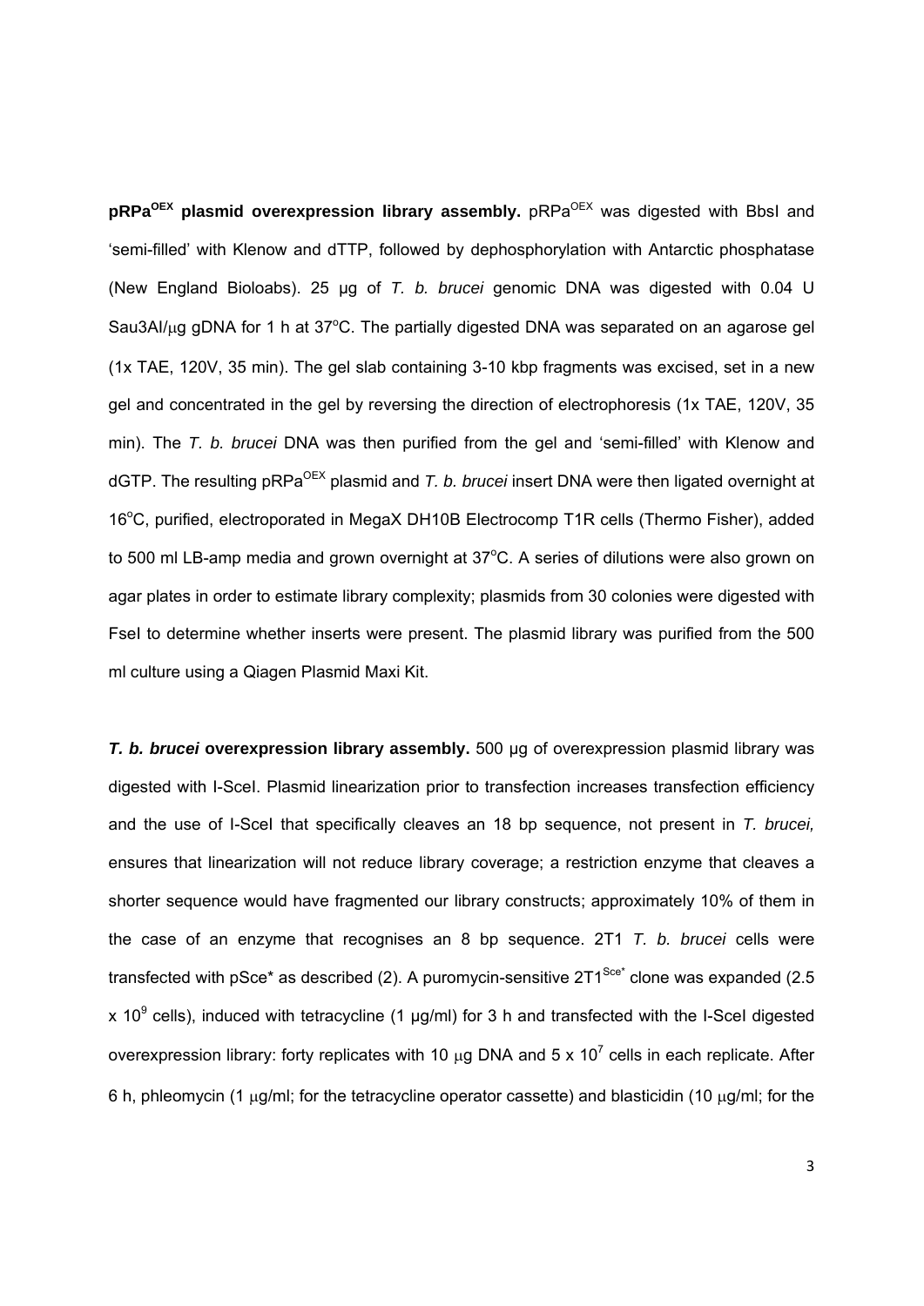**pRPa$^{OEX}$ plasmid overexpression library assembly.** pRPa$^{OEX}$ was digested with BbsI and 'semi-filled' with Klenow and dTTP, followed by dephosphorylation with Antarctic phosphatase (New England Bioloabs). 25 µg of *T. b. brucei* genomic DNA was digested with 0.04 U Sau3AI/µg gDNA for 1 h at 37°C. The partially digested DNA was separated on an agarose gel (1x TAE, 120V, 35 min). The gel slab containing 3-10 kbp fragments was excised, set in a new gel and concentrated in the gel by reversing the direction of electrophoresis (1x TAE, 120V, 35 min). The *T. b. brucei* DNA was then purified from the gel and 'semi-filled' with Klenow and dGTP. The resulting pRPa$^{OEX}$ plasmid and *T. b. brucei* insert DNA were then ligated overnight at 16°C, purified, electroporated in MegaX DH10B Electrocomp T1R cells (Thermo Fisher), added to 500 ml LB-amp media and grown overnight at 37°C. A series of dilutions were also grown on agar plates in order to estimate library complexity; plasmids from 30 colonies were digested with FseI to determine whether inserts were present. The plasmid library was purified from the 500 ml culture using a Qiagen Plasmid Maxi Kit.

***T. b. brucei* overexpression library assembly.** 500 µg of overexpression plasmid library was digested with I-SceI. Plasmid linearization prior to transfection increases transfection efficiency and the use of I-SceI that specifically cleaves an 18 bp sequence, not present in *T. brucei,* ensures that linearization will not reduce library coverage; a restriction enzyme that cleaves a shorter sequence would have fragmented our library constructs; approximately 10% of them in the case of an enzyme that recognises an 8 bp sequence. 2T1 *T. b. brucei* cells were transfected with pSce* as described (2). A puromycin-sensitive 2T1$^{Sce*}$ clone was expanded (2.5 x $10^9$ cells), induced with tetracycline (1 µg/ml) for 3 h and transfected with the I-SceI digested overexpression library: forty replicates with 10 µg DNA and 5 x $10^7$ cells in each replicate. After 6 h, phleomycin (1 µg/ml; for the tetracycline operator cassette) and blasticidin (10 µg/ml; for the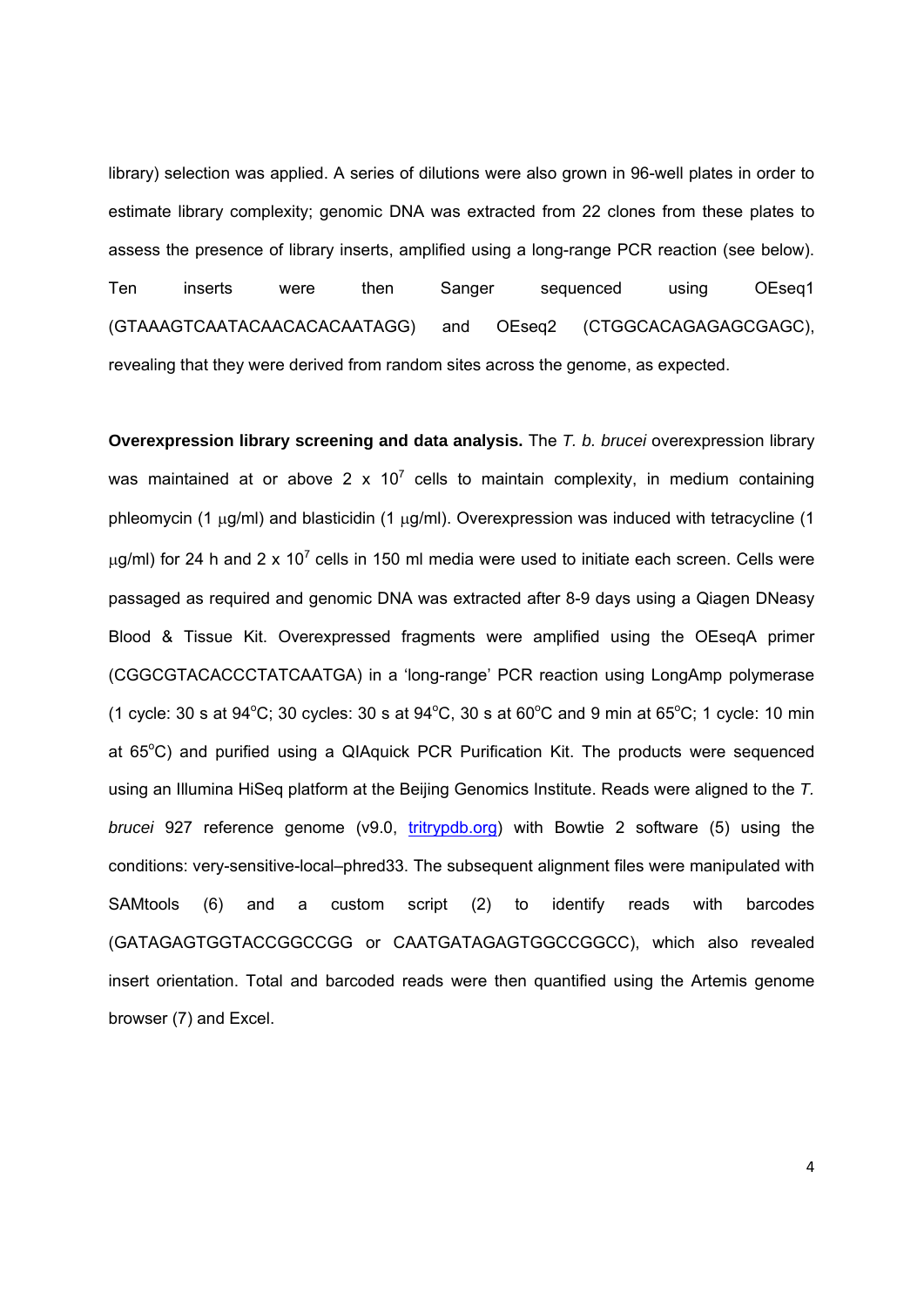library) selection was applied. A series of dilutions were also grown in 96-well plates in order to estimate library complexity; genomic DNA was extracted from 22 clones from these plates to assess the presence of library inserts, amplified using a long-range PCR reaction (see below). Ten inserts were then Sanger sequenced using OEseq1 (GTAAAGTCAATACAACACACAATAGG) and OEseq2 (CTGGCACAGAGAGCGAGC), revealing that they were derived from random sites across the genome, as expected.

**Overexpression library screening and data analysis.** The *T. b. brucei* overexpression library was maintained at or above 2 x $10^7$ cells to maintain complexity, in medium containing phleomycin (1 μg/ml) and blasticidin (1 μg/ml). Overexpression was induced with tetracycline (1 μg/ml) for 24 h and 2 x $10^7$ cells in 150 ml media were used to initiate each screen. Cells were passaged as required and genomic DNA was extracted after 8-9 days using a Qiagen DNeasy Blood & Tissue Kit. Overexpressed fragments were amplified using the OEseqA primer (CGGCGTACACCCTATCAATGA) in a 'long-range' PCR reaction using LongAmp polymerase (1 cycle: 30 s at 94°C; 30 cycles: 30 s at 94°C, 30 s at 60°C and 9 min at 65°C; 1 cycle: 10 min at 65°C) and purified using a QIAquick PCR Purification Kit. The products were sequenced using an Illumina HiSeq platform at the Beijing Genomics Institute. Reads were aligned to the *T. brucei* 927 reference genome (v9.0, tritrypdb.org) with Bowtie 2 software (5) using the conditions: very-sensitive-local–phred33. The subsequent alignment files were manipulated with SAMtools (6) and a custom script (2) to identify reads with barcodes (GATAGAGTGGTACCGGCCGG or CAATGATAGAGTGGCCGGCC), which also revealed insert orientation. Total and barcoded reads were then quantified using the Artemis genome browser (7) and Excel.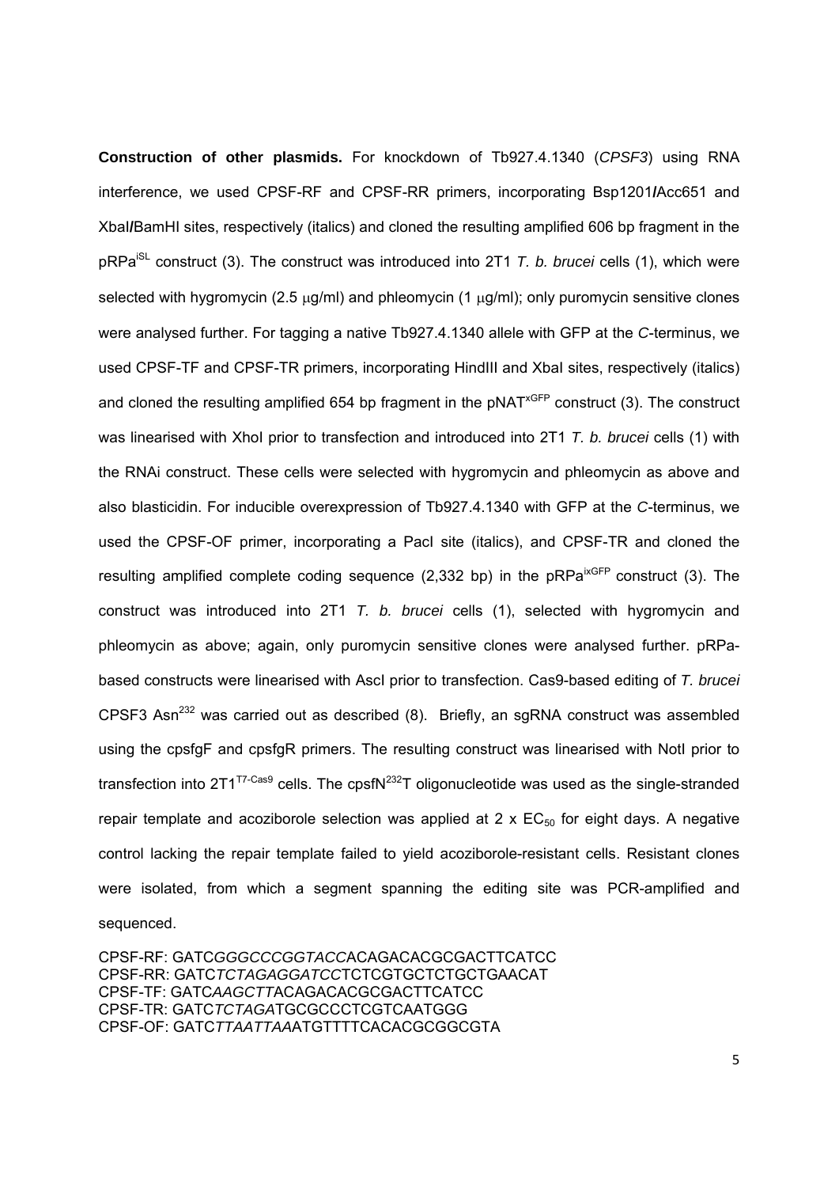**Construction of other plasmids.** For knockdown of Tb927.4.1340 (*CPSF3*) using RNA interference, we used CPSF-RF and CPSF-RR primers, incorporating Bsp1201**/**Acc651 and XbaI**/**BamHI sites, respectively (italics) and cloned the resulting amplified 606 bp fragment in the pRPa$^{iSL}$ construct (3). The construct was introduced into 2T1 *T. b. brucei* cells (1), which were selected with hygromycin (2.5 μg/ml) and phleomycin (1 μg/ml); only puromycin sensitive clones were analysed further. For tagging a native Tb927.4.1340 allele with GFP at the *C*-terminus, we used CPSF-TF and CPSF-TR primers, incorporating HindIII and XbaI sites, respectively (italics) and cloned the resulting amplified 654 bp fragment in the pNAT$^{xGFP}$ construct (3). The construct was linearised with XhoI prior to transfection and introduced into 2T1 *T. b. brucei* cells (1) with the RNAi construct. These cells were selected with hygromycin and phleomycin as above and also blasticidin. For inducible overexpression of Tb927.4.1340 with GFP at the *C*-terminus, we used the CPSF-OF primer, incorporating a PacI site (italics), and CPSF-TR and cloned the resulting amplified complete coding sequence (2,332 bp) in the pRPa$^{ixGFP}$ construct (3). The construct was introduced into 2T1 *T. b. brucei* cells (1), selected with hygromycin and phleomycin as above; again, only puromycin sensitive clones were analysed further. pRPa-based constructs were linearised with AscI prior to transfection. Cas9-based editing of *T. brucei* CPSF3 Asn$^{232}$ was carried out as described (8). Briefly, an sgRNA construct was assembled using the cpsfgF and cpsfgR primers. The resulting construct was linearised with NotI prior to transfection into 2T1$^{T7\text{-}Cas9}$ cells. The cpsfN$^{232}$T oligonucleotide was used as the single-stranded repair template and acoziborole selection was applied at 2 x $EC_{50}$ for eight days. A negative control lacking the repair template failed to yield acoziborole-resistant cells. Resistant clones were isolated, from which a segment spanning the editing site was PCR-amplified and sequenced.

CPSF-RF: GATC*GGGCCCGGTACC*ACAGACACGCGACTTCATCC
CPSF-RR: GATC*TCTAGAGGATCC*TCTCGTGCTCTGCTGAACAT
CPSF-TF: GATC*AAGCTT*ACAGACACGCGACTTCATCC
CPSF-TR: GATC*TCTAGA*TGCGCCCTCGTCAATGGG
CPSF-OF: GATC*TTAATTAA*ATGTTTTCACACGCGGCGTA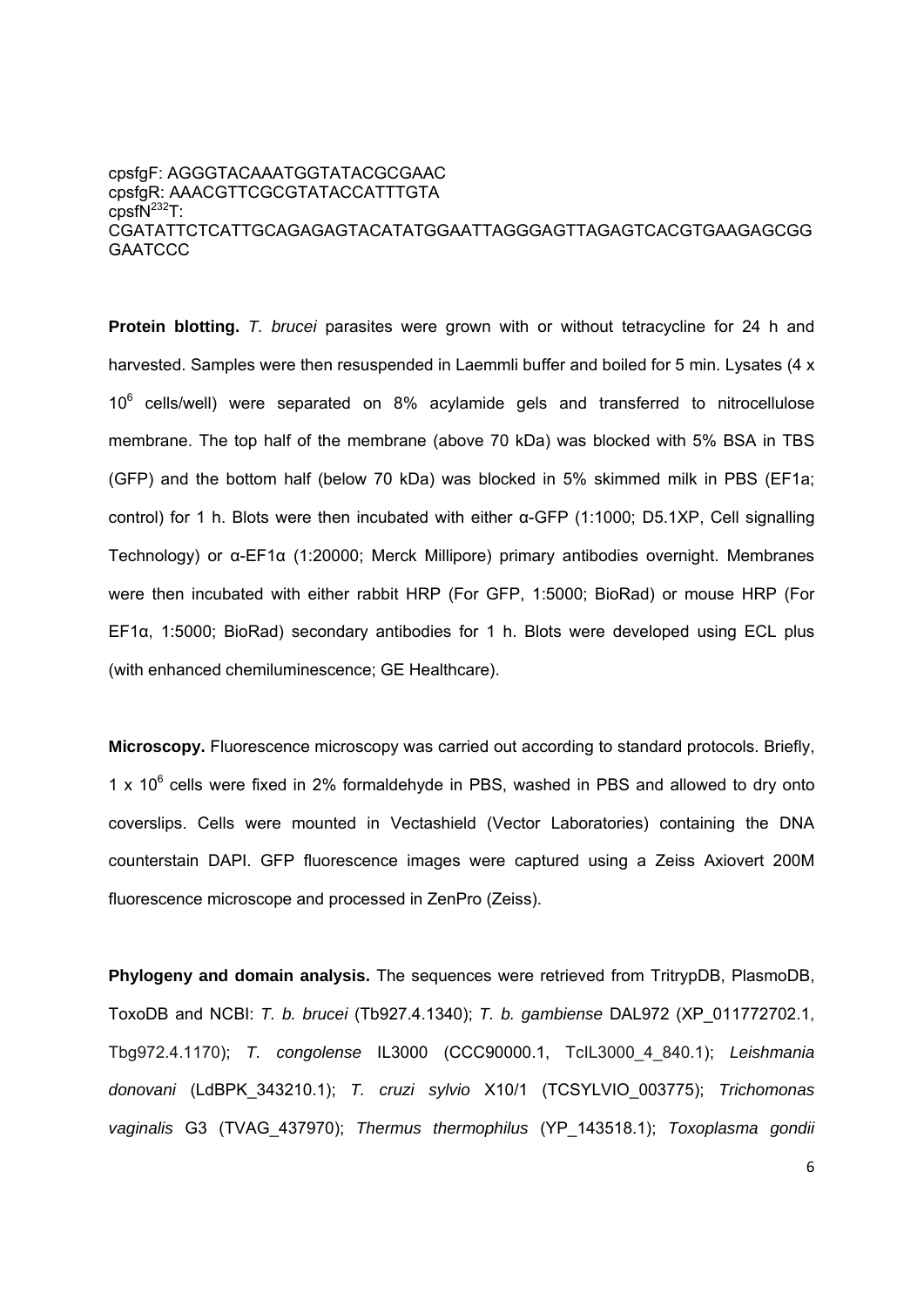cpsfgF: AGGGTACAAATGGTATACGCGAAC
cpsfgR: AAACGTTCGCGTATACCATTTGTA
cpsfN$^{232}$T:
CGATATTCTCATTGCAGAGAGTACATATGGAATTAGGGAGTTAGAGTCACGTGAAGAGCGG GAATCCC

**Protein blotting.** *T. brucei* parasites were grown with or without tetracycline for 24 h and harvested. Samples were then resuspended in Laemmli buffer and boiled for 5 min. Lysates (4 x $10^6$ cells/well) were separated on 8% acylamide gels and transferred to nitrocellulose membrane. The top half of the membrane (above 70 kDa) was blocked with 5% BSA in TBS (GFP) and the bottom half (below 70 kDa) was blocked in 5% skimmed milk in PBS (EF1a; control) for 1 h. Blots were then incubated with either α-GFP (1:1000; D5.1XP, Cell signalling Technology) or α-EF1α (1:20000; Merck Millipore) primary antibodies overnight. Membranes were then incubated with either rabbit HRP (For GFP, 1:5000; BioRad) or mouse HRP (For EF1α, 1:5000; BioRad) secondary antibodies for 1 h. Blots were developed using ECL plus (with enhanced chemiluminescence; GE Healthcare).

**Microscopy.** Fluorescence microscopy was carried out according to standard protocols. Briefly, 1 x $10^6$ cells were fixed in 2% formaldehyde in PBS, washed in PBS and allowed to dry onto coverslips. Cells were mounted in Vectashield (Vector Laboratories) containing the DNA counterstain DAPI. GFP fluorescence images were captured using a Zeiss Axiovert 200M fluorescence microscope and processed in ZenPro (Zeiss).

**Phylogeny and domain analysis.** The sequences were retrieved from TritrypDB, PlasmoDB, ToxoDB and NCBI: *T. b. brucei* (Tb927.4.1340); *T. b. gambiense* DAL972 (XP_011772702.1, Tbg972.4.1170); *T. congolense* IL3000 (CCC90000.1, TcIL3000_4_840.1); *Leishmania donovani* (LdBPK_343210.1); *T. cruzi sylvio* X10/1 (TCSYLVIO_003775); *Trichomonas vaginalis* G3 (TVAG_437970); *Thermus thermophilus* (YP_143518.1); *Toxoplasma gondii*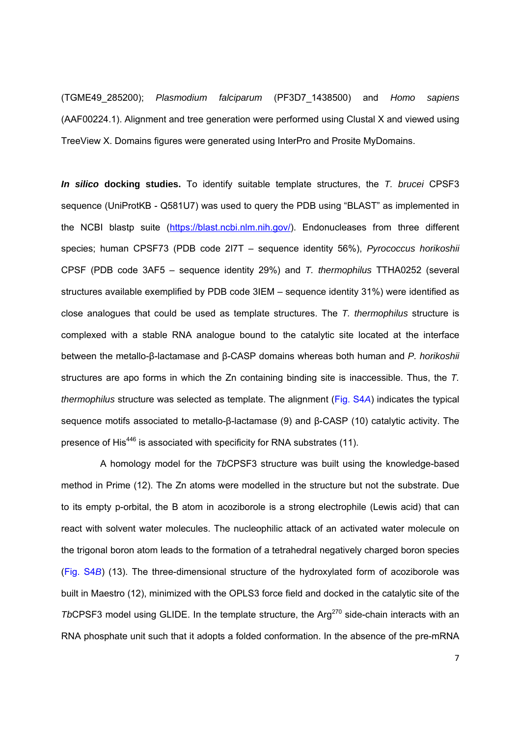(TGME49_285200); *Plasmodium falciparum* (PF3D7_1438500) and *Homo sapiens* (AAF00224.1). Alignment and tree generation were performed using Clustal X and viewed using TreeView X. Domains figures were generated using InterPro and Prosite MyDomains.

***In silico* docking studies.** To identify suitable template structures, the *T. brucei* CPSF3 sequence (UniProtKB - Q581U7) was used to query the PDB using "BLAST" as implemented in the NCBI blastp suite (https://blast.ncbi.nlm.nih.gov/). Endonucleases from three different species; human CPSF73 (PDB code 2I7T – sequence identity 56%), *Pyrococcus horikoshii* CPSF (PDB code 3AF5 – sequence identity 29%) and *T. thermophilus* TTHA0252 (several structures available exemplified by PDB code 3IEM – sequence identity 31%) were identified as close analogues that could be used as template structures. The *T. thermophilus* structure is complexed with a stable RNA analogue bound to the catalytic site located at the interface between the metallo-β-lactamase and β-CASP domains whereas both human and *P. horikoshii* structures are apo forms in which the Zn containing binding site is inaccessible. Thus, the *T. thermophilus* structure was selected as template. The alignment (Fig. S4*A*) indicates the typical sequence motifs associated to metallo-β-lactamase (9) and β-CASP (10) catalytic activity. The presence of His$^{446}$ is associated with specificity for RNA substrates (11).

A homology model for the *Tb*CPSF3 structure was built using the knowledge-based method in Prime (12). The Zn atoms were modelled in the structure but not the substrate. Due to its empty p-orbital, the B atom in acoziborole is a strong electrophile (Lewis acid) that can react with solvent water molecules. The nucleophilic attack of an activated water molecule on the trigonal boron atom leads to the formation of a tetrahedral negatively charged boron species (Fig. S4*B*) (13). The three-dimensional structure of the hydroxylated form of acoziborole was built in Maestro (12), minimized with the OPLS3 force field and docked in the catalytic site of the *Tb*CPSF3 model using GLIDE. In the template structure, the Arg$^{270}$ side-chain interacts with an RNA phosphate unit such that it adopts a folded conformation. In the absence of the pre-mRNA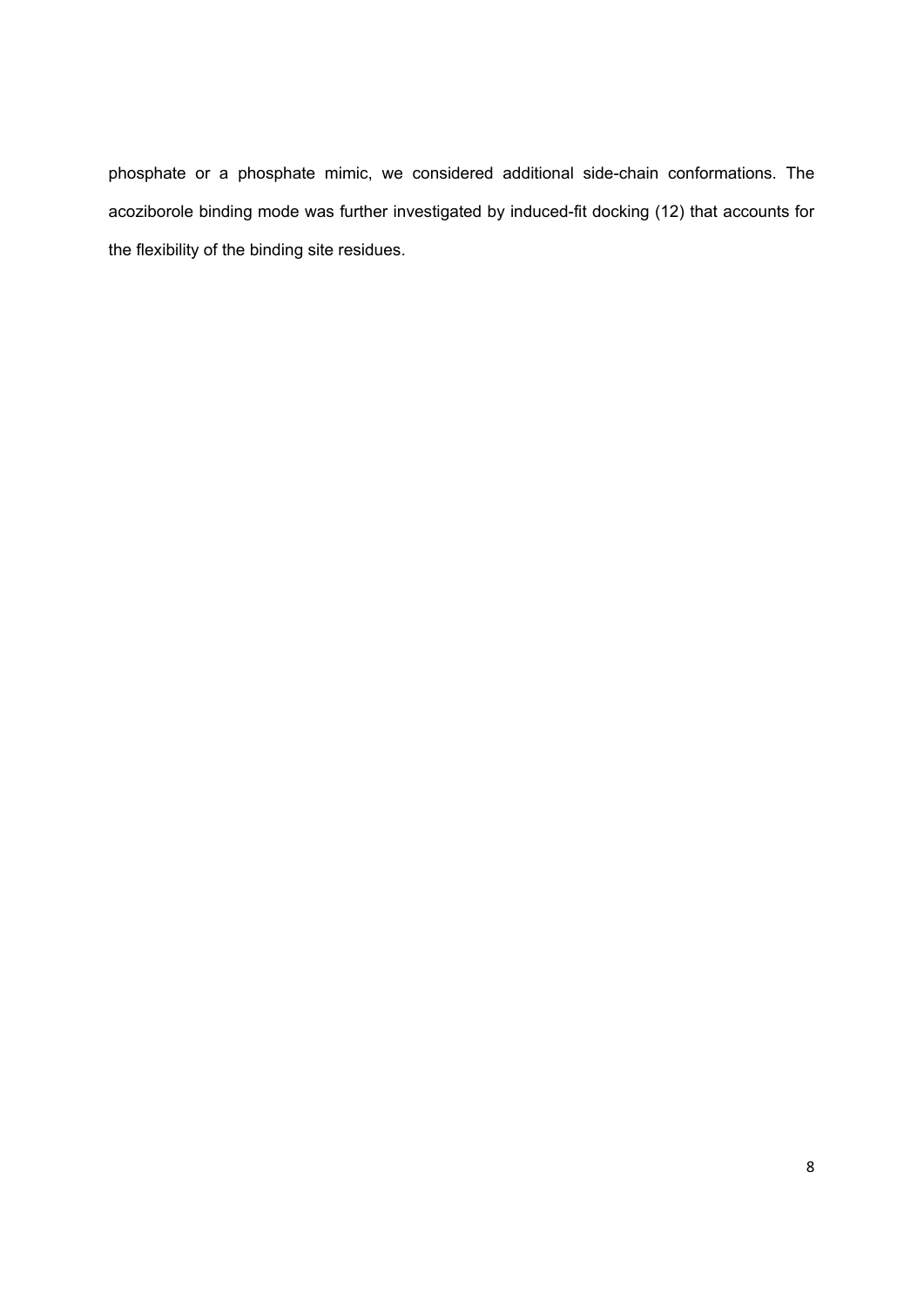phosphate or a phosphate mimic, we considered additional side-chain conformations. The acoziborole binding mode was further investigated by induced-fit docking (12) that accounts for the flexibility of the binding site residues.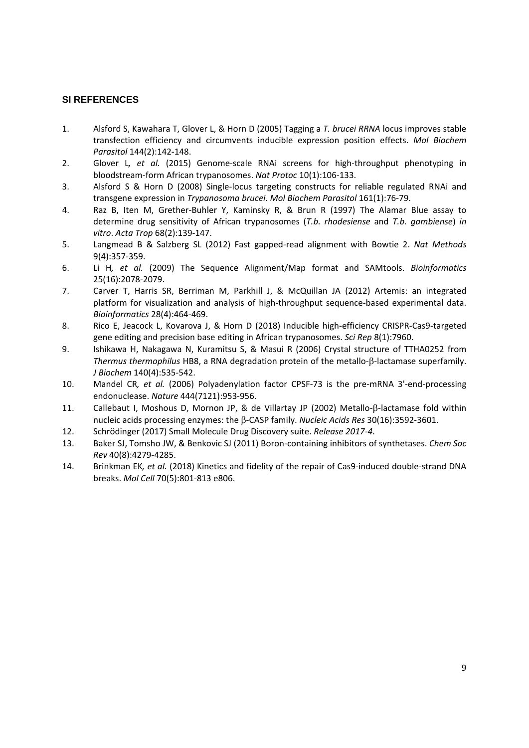## SI REFERENCES

1. Alsford S, Kawahara T, Glover L, & Horn D (2005) Tagging a *T. brucei RRNA* locus improves stable transfection efficiency and circumvents inducible expression position effects. *Mol Biochem Parasitol* 144(2):142-148.
2. Glover L*, et al.* (2015) Genome-scale RNAi screens for high-throughput phenotyping in bloodstream-form African trypanosomes. *Nat Protoc* 10(1):106-133.
3. Alsford S & Horn D (2008) Single-locus targeting constructs for reliable regulated RNAi and transgene expression in *Trypanosoma brucei*. *Mol Biochem Parasitol* 161(1):76-79.
4. Raz B, Iten M, Grether-Buhler Y, Kaminsky R, & Brun R (1997) The Alamar Blue assay to determine drug sensitivity of African trypanosomes (*T.b. rhodesiense* and *T.b. gambiense*) *in vitro*. *Acta Trop* 68(2):139-147.
5. Langmead B & Salzberg SL (2012) Fast gapped-read alignment with Bowtie 2. *Nat Methods* 9(4):357-359.
6. Li H*, et al.* (2009) The Sequence Alignment/Map format and SAMtools. *Bioinformatics* 25(16):2078-2079.
7. Carver T, Harris SR, Berriman M, Parkhill J, & McQuillan JA (2012) Artemis: an integrated platform for visualization and analysis of high-throughput sequence-based experimental data. *Bioinformatics* 28(4):464-469.
8. Rico E, Jeacock L, Kovarova J, & Horn D (2018) Inducible high-efficiency CRISPR-Cas9-targeted gene editing and precision base editing in African trypanosomes. *Sci Rep* 8(1):7960.
9. Ishikawa H, Nakagawa N, Kuramitsu S, & Masui R (2006) Crystal structure of TTHA0252 from *Thermus thermophilus* HB8, a RNA degradation protein of the metallo-β-lactamase superfamily. *J Biochem* 140(4):535-542.
10. Mandel CR*, et al.* (2006) Polyadenylation factor CPSF-73 is the pre-mRNA 3'-end-processing endonuclease. *Nature* 444(7121):953-956.
11. Callebaut I, Moshous D, Mornon JP, & de Villartay JP (2002) Metallo-β-lactamase fold within nucleic acids processing enzymes: the β-CASP family. *Nucleic Acids Res* 30(16):3592-3601.
12. Schrödinger (2017) Small Molecule Drug Discovery suite. *Release 2017-4*.
13. Baker SJ, Tomsho JW, & Benkovic SJ (2011) Boron-containing inhibitors of synthetases. *Chem Soc Rev* 40(8):4279-4285.
14. Brinkman EK*, et al.* (2018) Kinetics and fidelity of the repair of Cas9-induced double-strand DNA breaks. *Mol Cell* 70(5):801-813 e806.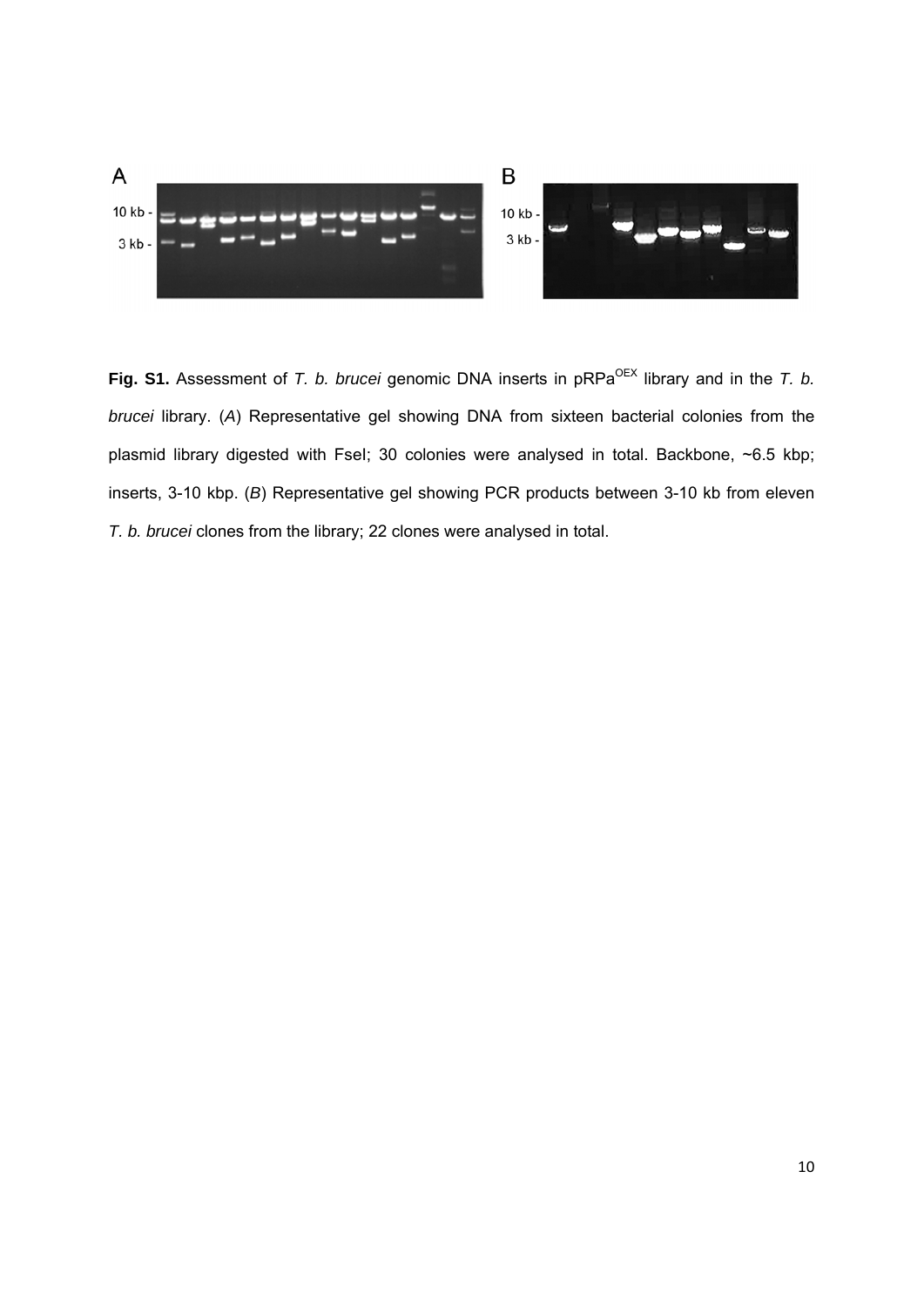**Fig. S1.** Assessment of *T. b. brucei* genomic DNA inserts in pRPa$^{OEX}$ library and in the *T. b. brucei* library. (*A*) Representative gel showing DNA from sixteen bacterial colonies from the plasmid library digested with FseI; 30 colonies were analysed in total. Backbone, ~6.5 kbp; inserts, 3-10 kbp. (*B*) Representative gel showing PCR products between 3-10 kb from eleven *T. b. brucei* clones from the library; 22 clones were analysed in total.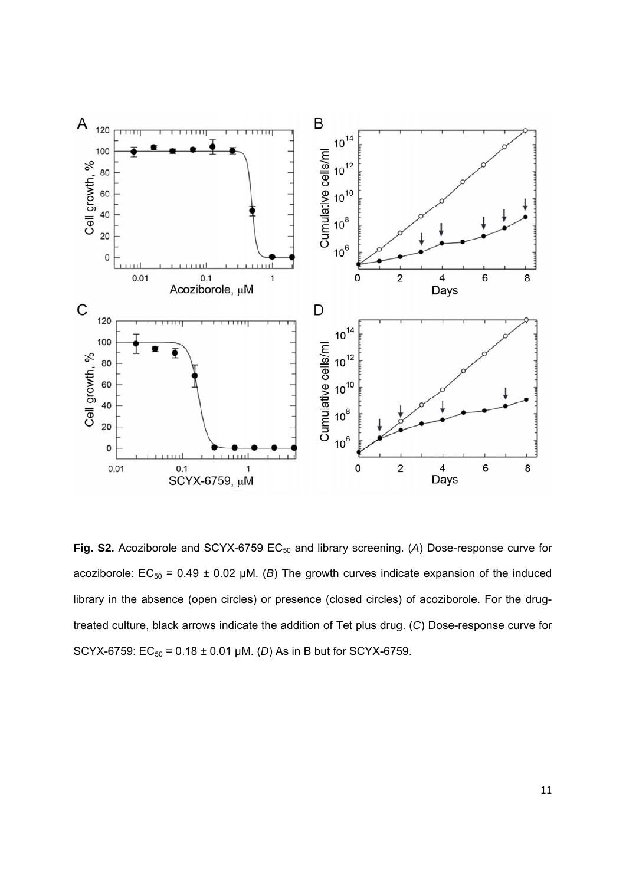**Fig. S2.** Acoziborole and SCYX-6759 $EC_{50}$ and library screening. (*A*) Dose-response curve for acoziborole: $EC_{50}$ = 0.49 ± 0.02 µM. (*B*) The growth curves indicate expansion of the induced library in the absence (open circles) or presence (closed circles) of acoziborole. For the drug-treated culture, black arrows indicate the addition of Tet plus drug. (*C*) Dose-response curve for SCYX-6759: $EC_{50}$ = 0.18 ± 0.01 µM. (*D*) As in B but for SCYX-6759.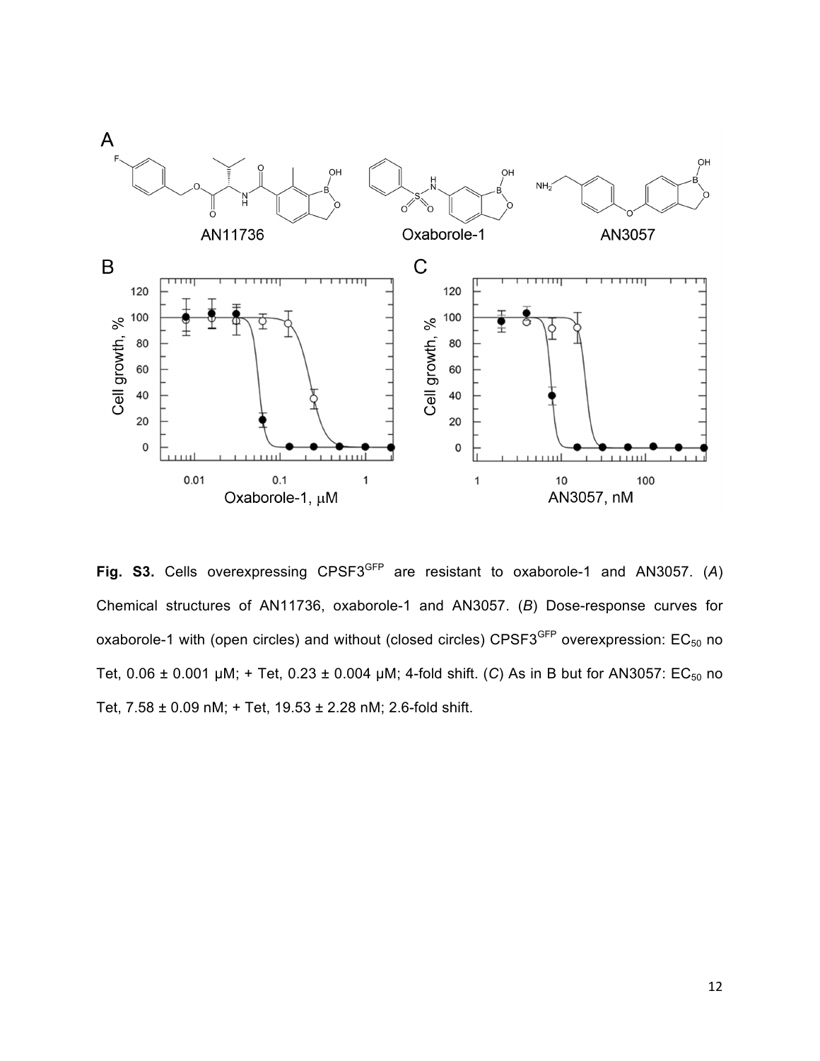**Fig. S3.** Cells overexpressing $CPSF3^{GFP}$ are resistant to oxaborole-1 and AN3057. (*A*) Chemical structures of AN11736, oxaborole-1 and AN3057. (*B*) Dose-response curves for oxaborole-1 with (open circles) and without (closed circles) $CPSF3^{GFP}$ overexpression: $EC_{50}$ no Tet, 0.06 ± 0.001 µM; + Tet, 0.23 ± 0.004 µM; 4-fold shift. (*C*) As in B but for AN3057: $EC_{50}$ no Tet, 7.58 ± 0.09 nM; + Tet, 19.53 ± 2.28 nM; 2.6-fold shift.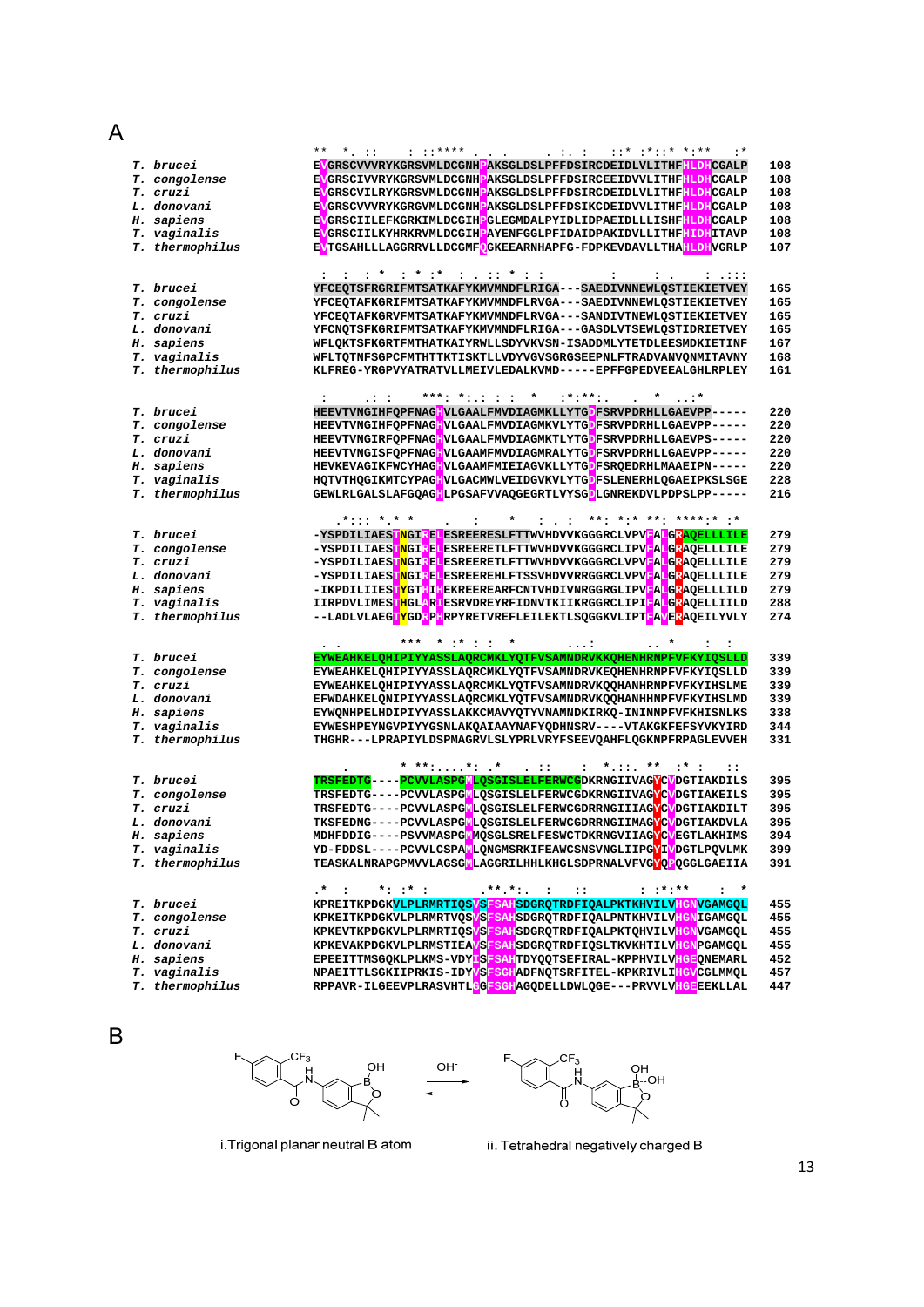A

```
                 **  *. ::    : ::****  . . .      . :. :    ::* :*::* *:**    :*
T. brucei        EVGRSCVVVRYKGRSVMLDCGNHPAKSGLDSLPFFDSIRCDEIDLVLITHFHLDHCGALP   108
T. congolense    EVGRSCIVVRYKGRSVMLDCGNHPAKSGLDSLPFFDSIRCEEIDVVLITHFHLDHCGALP   108
T. cruzi         EVGRSCVILRYKGRSVMLDCGNHPAKSGLDSLPFFDSIRCDEIDLVLITHFHLDHCGALP   108
L. donovani      EVGRSCVVVRYKGRGVMLDCGNHPAKSGLDSLPFFDSIKCDEIDVVLITHFHLDHCGALP   108
H. sapiens       EVGRSCIILEFKGRKIMLDCGIHPGLEGMDALPYIDLIDPAEIDLLLISHFHLDHCGALP   108
T. vaginalis     EVGRSCIILKYHRKRVMLDCGIHPAYENFGGLPFIDAIDPAKIDVLLITHFHIDHITAVP   108
T. thermophilus  EVTGSAHLLLAGGRRVLLDCGMFQGKEEARNHAPFG-FDPKEVDAVLLTHAHLDHVGRLP   107

                   :  :  : *  : * :*  : . :: * : :              :       : .    : .:::
T. brucei        YFCEQTSFRGRIFMTSATKAFYKMVMNDFLRIGA---SAEDIVNNEWLQSTIEKIETVEY   165
T. congolense    YFCEQTAFKGRIFMTSATKAFYKMVMNDFLRVGA---SAEDIVNNEWLQSTIEKIETVEY   165
T. cruzi         YFCEQTAFKGRVFMTSATKAFYKMVMNDFLRVGA---SANDIVTNEWLQSTIEKIETVEY   165
L. donovani      YFCNQTSFKGRIFMTSATKAFYKMVMNDFLRIGA---GASDLVTSEWLQSTIDRIETVEY   165
H. sapiens       WFLQKTSFKGRTFMTHATKAIYRWLLSDYVKVSN-ISADDMLYTETDLEESMDKIETINF   167
T. vaginalis     WFLTQTNFSGPCFMTHTTKTISKTLLVDYVGVSGRGSEEPNLFTRADVANVQNMITAVNY   168
T. thermophilus  KLFREG-YRGPVYATRATVLLMEIVLEDALKVMD-----EPFFGPEDVEEALGHLRPLEY   161

                   :      .: :      ***: *:.: : :  *     :*:**:.    .   *    ..:*
T. brucei        HEEVTVNGIHFQPFNAGHVLGAALFMVDIAGMKLLYTGDFSRVPDRHLLGAEVPP-----   220
T. congolense    HEEVTVNGIHFQPFNAGHVLGAAMFMVDIAGMKVLYTGDFSRVPDRHLLGAEVPP-----   220
T. cruzi         HEEVTVNGIRFQPFNAGHVLGAALFMVDIAGMKTLYTGDFSRVPDRHLLGAEVPS-----   220
L. donovani      HEEVTVNGISFQPFNAGHVLGAAMFMVDIAGMRALYTGDFSRVPDRHLLGAEVPP-----   220
H. sapiens       HEVKEVAGIKFWCYHAGHVLGAAMFMIEIAGVKLLYTGDFSRQEDRHLMAAEIPN-----   220
T. vaginalis     HQTVTHQGIKMTCYPAGHVLGACMWLVEIDGVKVLYTGDFSLENERHLQGAEIPKSLSGE   228
T. thermophilus  GEWLRLGALSLAFGQAGHLPGSAFVVAQGEGRTLVYSGDLGNREKDVLPDPSLPP-----   216

                  .*::: *.* *        .      :        *      : . :     **: *:* **: ****:* :*
T. brucei        -YSPDILIAESTNGIRELESREERESLFTTWVHDVVKGGGRCLVPVFALGRAQELLLILE   279
T. congolense    -YSPDILIAESTNGIRELESREERETLFTTWVHDVVKGGGRCLIPVFALGRAQELLLILE   279
T. cruzi         -YSPDILIAESTNGIRELESREERETLFTTWVHDVVKGGGRCLVPVFALGRAQELLLILD   279
L. donovani      -YSPDILIAESTNGIRELESREEREHLFTSSVHDVVRRGGRCLVPVFALGRAQELLLILE   279
H. sapiens       -IKPDILIIESTYGTHIHEKREEREARFCNTVHDIVNRGGRGLIPVFALGRAQELLLILD   279
T. vaginalis     IIRPDVLIMESTHGLARIESRVDREYRFIDNVTKIIKRGGRCLIPIFALGRAQELLIILD   288
T. thermophilus  --LADLVLAEGTYGDRPHRPYRETVREFLEILEKTLSQGGKVLIPTFAVERAQEILYVLY   274

                 . .           ***  *  :* :  :   *          ...:        .. *       :  :
T. brucei        EYWEAHKELQHIPIYYASSLAQRCMKLYQTFVSAMNDRVKKQHENHRNPFVFKYIQSLLD   339
T. congolense    EYWEAHKELQHIPIYYASSLAQRCMKLYQTFVSAMNDRVKEQHENHRNPFVFKYIQSLLD   339
T. cruzi         EYWEAHKELQHIPIYYASSLAQRCMKLYQTFVSAMNDRVKQQHANHRNPFVFKYIHSLME   339
L. donovani      EFWDAHKELQNIPIYYASSLAQRCMKLYQTFVSAMNDRVKQQHANHANPFVFKYIHSLMD   339
H. sapiens       EYWQNHPELHDIPIYYASSLAKKCMAVYQTYVNAMNDKIRKQ-ININNPFVFKHISNLKS   338
T. vaginalis     EYWESHPEYNGVPIYYGSNLAKQAIAAYNAFYQDHNSRV----VTAKGKFEFSYVKYIRD   344
T. thermophilus  THGHR---LPRAPIYLDSPMAGRVLSLYPRLVRYFSEEVQAHFLQGKNPFRPAGLEVVEH   331

                        .    * **:....*:  .*   .  ::      :   *.::. **  :* :       ::
T. brucei        TRSFEDTG----PCVVLASPGMLQSGISLELFERWCGDKRNGIIVAGYCVDGTIAKDILS   395
T. congolense    TRSFEDTG----PCVVLASPGMLQSGISLELFERWCGDKRNGIIVAGYCVDGTIAKEILS   395
T. cruzi         TRSFEDTG----PCVVLASPGMLQSGISLELFERWCGDRRNGIIIAGYCVDGTIAKDILT   395
L. donovani      TKSFEDNG----PCVVLASPGMLQSGISLELFERWCGDRRNGIIMAGYCVDGTIAKDVLA   395
H. sapiens       MDHFDDIG----PSVVMASPGMMQSGLSRELFESWCTDKRNGVIIAGYCVEGTLAKHIMS   394
T. vaginalis     YD-FDDSL----PCVVLCSPAMLQNGMSRKIFEAWCSNSVNGLIIPGYIVDGTLPQVLMK   399
T. thermophilus  TEASKALNRAPGPMVVLAGSGMLAGGRILHHLKHGLSDPRNALVFVGYQPQGGLGAEIIA   391

                 .*   :      *: :* :                .**.*:.    :      ::             : :*:**       *
T. brucei        KPREITKPDGKVLPLRMRTIQSVSFSAHSDGRQTRDFIQALPKTKHVILVHGNVGAMGQL   455
T. congolense    KPKEITKPDGKVLPLRMRTVQSVSFSAHSDGRQTRDFIQALPNTKHVILVHGNIGAMGQL   455
T. cruzi         KPKEVTKPDGKVLPLRMRTIQSVSFSAHSDGRQTRDFIQALPKTQHVILVHGNVGAMGQL   455
L. donovani      KPKEVAKPDGKVLPLRMSTIEAVSFSAHSDGRQTRDFIQSLTKVKHTILVHGNPGAMGQL   455
H. sapiens       EPEEITTMSGQKLPLKMS-VDYISFSAHTDYQQTSEFIRAL-KPPHVILVHGEQNEMARL   452
T. vaginalis     NPAEITTLSGKIIPRKIS-IDYVSFSGHADFNQTSRFITEL-KPKRIVLIHGVCGLMMQL   457
T. thermophilus  RPPAVR-ILGEEVPLRASVHTLGGFSGHAGQDELLDWLQGE---PRVVLVHGEEEKLLAL   447
```

B

i.Trigonal planar neutral B atom ⇌ ($OH^-$) ii. Tetrahedral negatively charged B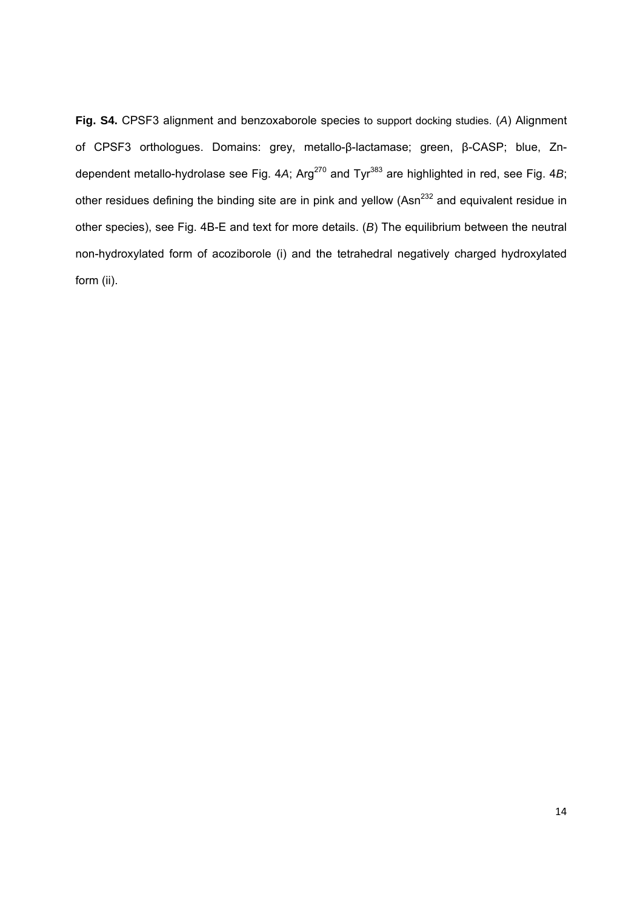**Fig. S4.** CPSF3 alignment and benzoxaborole species to support docking studies. (*A*) Alignment of CPSF3 orthologues. Domains: grey, metallo-β-lactamase; green, β-CASP; blue, Zn-dependent metallo-hydrolase see Fig. 4*A*; $Arg^{270}$ and $Tyr^{383}$ are highlighted in red, see Fig. 4*B*; other residues defining the binding site are in pink and yellow ($Asn^{232}$ and equivalent residue in other species), see Fig. 4B-E and text for more details. (*B*) The equilibrium between the neutral non-hydroxylated form of acoziborole (i) and the tetrahedral negatively charged hydroxylated form (ii).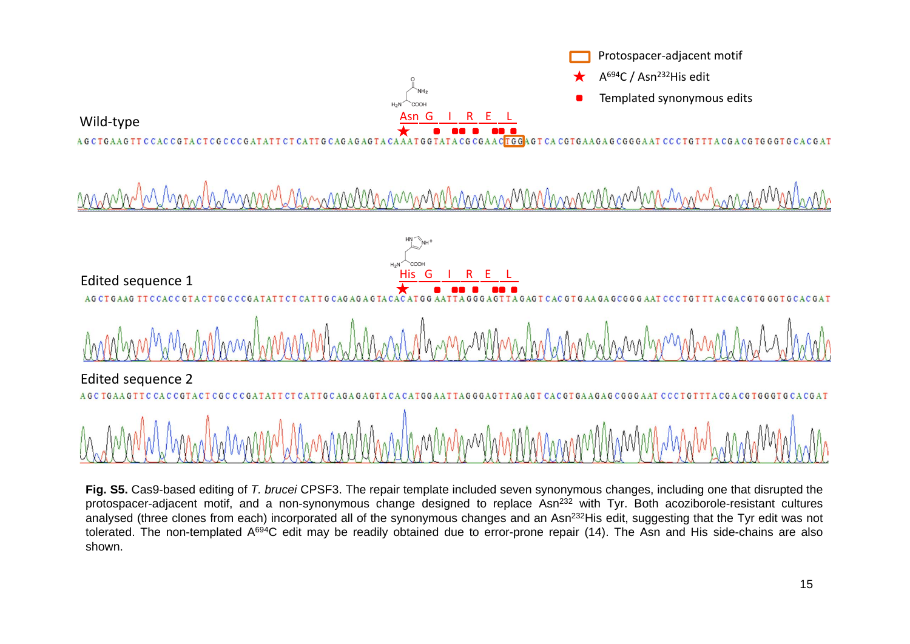**Fig. S5.** Cas9-based editing of *T. brucei* CPSF3. The repair template included seven synonymous changes, including one that disrupted the protospacer-adjacent motif, and a non-synonymous change designed to replace $Asn^{232}$ with Tyr. Both acoziborole-resistant cultures analysed (three clones from each) incorporated all of the synonymous changes and an $Asn^{232}$His edit, suggesting that the Tyr edit was not tolerated. The non-templated $A^{694}C$ edit may be readily obtained due to error-prone repair (14). The Asn and His side-chains are also shown.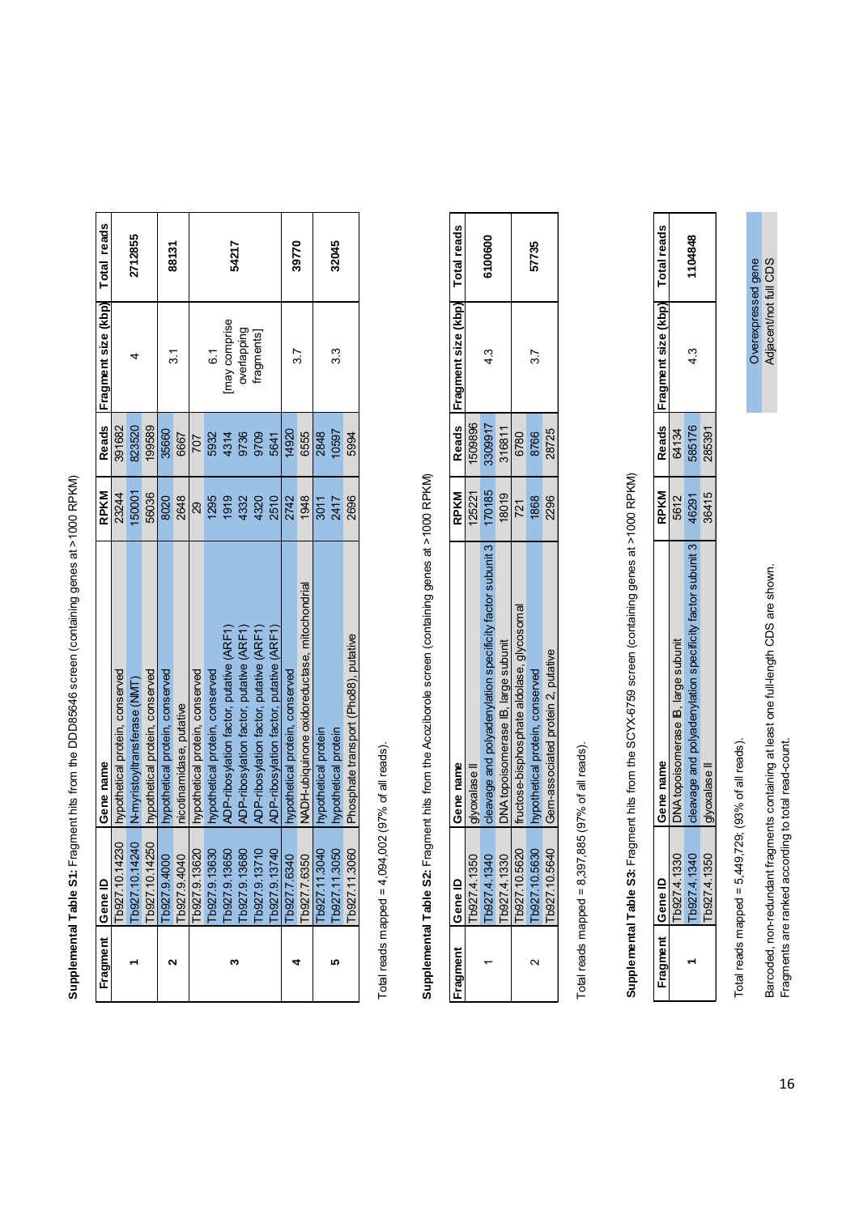**Supplemental Table S1:** Fragment hits from the DDD85646 screen (containing genes at >1000 RPKM)

| Fragment | Gene ID | Gene name | RPKM | Reads | Fragment size (kbp) | Total reads |
|---|---|---|---|---|---|---|
| 1 | Tb927.10.14230 | hypothetical protein, conserved | 23244 | 391682 | 4 | 2712855 |
| | Tb927.10.14240 | N-myristoyltransferase (NMT) | 150001 | 823520 | | |
| | Tb927.10.14250 | hypothetical protein, conserved | 56036 | 199589 | | |
| 2 | Tb927.9.4000 | hypothetical protein, conserved | 8020 | 35660 | 3.1 | 88131 |
| | Tb927.9.4040 | nicotinamidase, putative | 2648 | 6667 | | |
| 3 | Tb927.9.13620 | hypothetical protein, conserved | 29 | 707 | 6.1 [may comprise overlapping fragments] | 54217 |
| | Tb927.9.13630 | hypothetical protein, conserved | 1295 | 5932 | | |
| | Tb927.9.13650 | ADP-ribosylation factor, putative (ARF1) | 1919 | 4314 | | |
| | Tb927.9.13680 | ADP-ribosylation factor, putative (ARF1) | 4332 | 9736 | | |
| | Tb927.9.13710 | ADP-ribosylation factor, putative (ARF1) | 4320 | 9709 | | |
| | Tb927.9.13740 | ADP-ribosylation factor, putative (ARF1) | 2510 | 5641 | | |
| 4 | Tb927.7.6340 | hypothetical protein, conserved | 2742 | 14920 | 3.7 | 39770 |
| | Tb927.7.6350 | NADH-ubiquinone oxidoreductase, mitochondrial | 1948 | 6555 | | |
| 5 | Tb927.11.3040 | hypothetical protein | 3011 | 2848 | 3.3 | 32045 |
| | Tb927.11.3050 | hypothetical protein | 2417 | 10597 | | |
| | Tb927.11.3060 | Phosphate transport (Pho88), putative | 2696 | 5994 | | |

Total reads mapped = 4,094,002 (97% of all reads).

**Supplemental Table S2:** Fragment hits from the Acoziborole screen (containing genes at >1000 RPKM)

| Fragment | Gene ID | Gene name | RPKM | Reads | Fragment size (kbp) | Total reads |
|---|---|---|---|---|---|---|
| 1 | Tb927.4.1350 | glyoxalase II | 125221 | 1509896 | 4.3 | 6100600 |
| | Tb927.4.1340 | cleavage and polyadenylation specificity factor subunit 3 | 170185 | 3309917 | | |
| | Tb927.4.1330 | DNA topoisomerase IB, large subunit | 18019 | 316811 | | |
| 2 | Tb927.10.5620 | fructose-bisphosphate aldolase, glycosomal | 721 | 6780 | 3.7 | 57735 |
| | Tb927.10.5630 | hypothetical protein, conserved | 1868 | 8766 | | |
| | Tb927.10.5640 | Gem-associated protein 2, putative | 2296 | 28725 | | |

Total reads mapped = 8,397,885 (97% of all reads).

**Supplemental Table S3:** Fragment hits from the SCYX-6759 screen (containing genes at >1000 RPKM)

| Fragment | Gene ID | Gene name | RPKM | Reads | Fragment size (kbp) | Total reads |
|---|---|---|---|---|---|---|
| 1 | Tb927.4.1330 | DNA topoisomerase IB, large subunit | 5612 | 64134 | 4.3 | 1104848 |
| | Tb927.4.1340 | cleavage and polyadenylation specificity factor subunit 3 | 46291 | 585176 | | |
| | Tb927.4.1350 | glyoxalase II | 36415 | 285391 | | |

Total reads mapped = 5,449,729; (93% of all reads).

Barcoded, non-redundant fragments containing at least one full-length CDS are shown.
Fragments are ranked according to total read-count.

Overexpressed gene
Adjacent/not full CDS